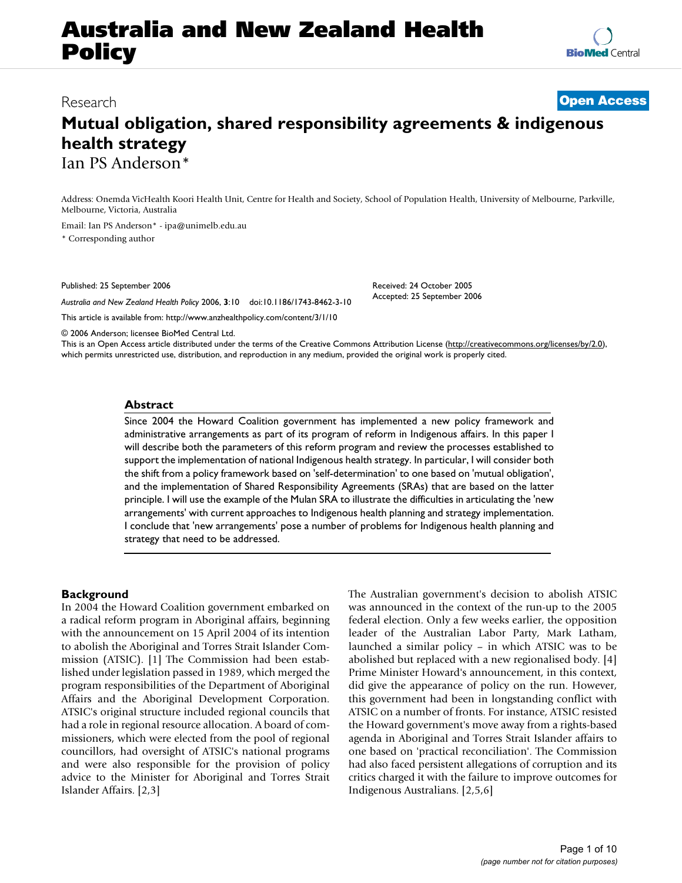Research **Open Access**

# Mutual obligation, shared responsibility agreements & indigenous health strategy

Ian PS Anderson*

Address: Onemda VicHealth Koori Health Unit, Centre for Health and Society, School of Population Health, University of Melbourne, Parkville, Melbourne, Victoria, Australia

Email: Ian PS Anderson* - ipa@unimelb.edu.au

* Corresponding author

Published: 25 September 2006

*Australia and New Zealand Health Policy* 2006, **3**:10 doi:10.1186/1743-8462-3-10

Received: 24 October 2005
Accepted: 25 September 2006

This article is available from: http://www.anzhealthpolicy.com/content/3/1/10

© 2006 Anderson; licensee BioMed Central Ltd.
This is an Open Access article distributed under the terms of the Creative Commons Attribution License (http://creativecommons.org/licenses/by/2.0), which permits unrestricted use, distribution, and reproduction in any medium, provided the original work is properly cited.

## Abstract

Since 2004 the Howard Coalition government has implemented a new policy framework and administrative arrangements as part of its program of reform in Indigenous affairs. In this paper I will describe both the parameters of this reform program and review the processes established to support the implementation of national Indigenous health strategy. In particular, I will consider both the shift from a policy framework based on 'self-determination' to one based on 'mutual obligation', and the implementation of Shared Responsibility Agreements (SRAs) that are based on the latter principle. I will use the example of the Mulan SRA to illustrate the difficulties in articulating the 'new arrangements' with current approaches to Indigenous health planning and strategy implementation. I conclude that 'new arrangements' pose a number of problems for Indigenous health planning and strategy that need to be addressed.

## Background

In 2004 the Howard Coalition government embarked on a radical reform program in Aboriginal affairs, beginning with the announcement on 15 April 2004 of its intention to abolish the Aboriginal and Torres Strait Islander Commission (ATSIC). [1] The Commission had been established under legislation passed in 1989, which merged the program responsibilities of the Department of Aboriginal Affairs and the Aboriginal Development Corporation. ATSIC's original structure included regional councils that had a role in regional resource allocation. A board of commissioners, which were elected from the pool of regional councillors, had oversight of ATSIC's national programs and were also responsible for the provision of policy advice to the Minister for Aboriginal and Torres Strait Islander Affairs. [2,3]

The Australian government's decision to abolish ATSIC was announced in the context of the run-up to the 2005 federal election. Only a few weeks earlier, the opposition leader of the Australian Labor Party, Mark Latham, launched a similar policy – in which ATSIC was to be abolished but replaced with a new regionalised body. [4] Prime Minister Howard's announcement, in this context, did give the appearance of policy on the run. However, this government had been in longstanding conflict with ATSIC on a number of fronts. For instance, ATSIC resisted the Howard government's move away from a rights-based agenda in Aboriginal and Torres Strait Islander affairs to one based on 'practical reconciliation'. The Commission had also faced persistent allegations of corruption and its critics charged it with the failure to improve outcomes for Indigenous Australians. [2,5,6]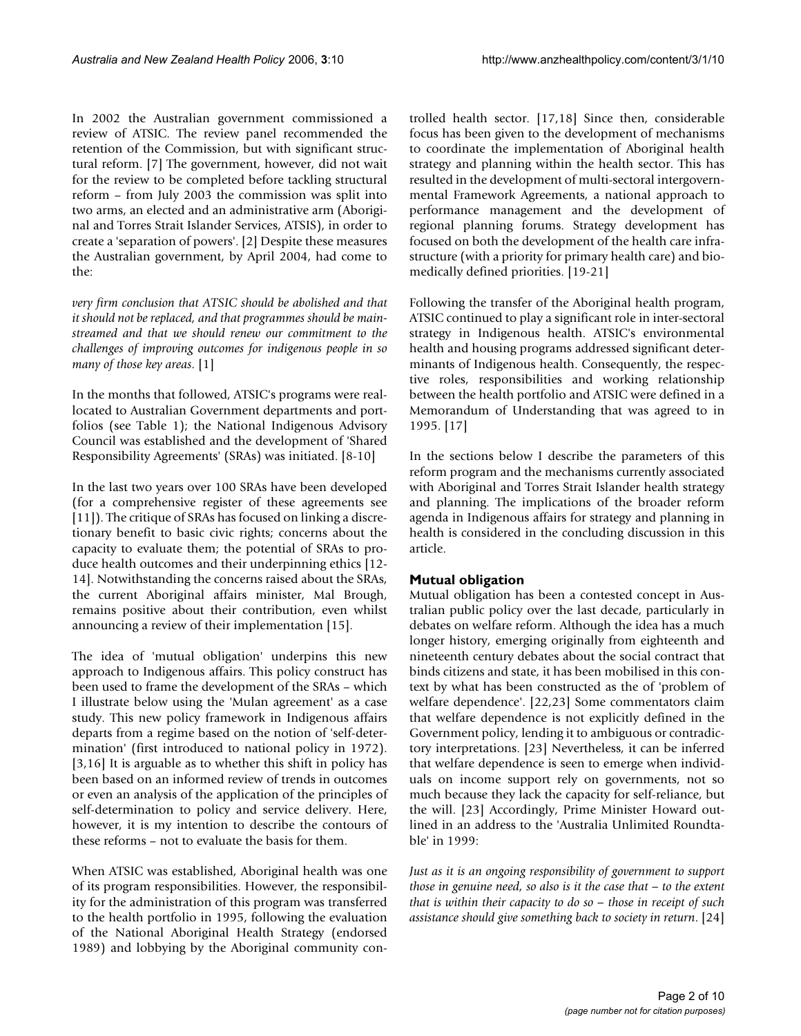In 2002 the Australian government commissioned a review of ATSIC. The review panel recommended the retention of the Commission, but with significant structural reform. [7] The government, however, did not wait for the review to be completed before tackling structural reform – from July 2003 the commission was split into two arms, an elected and an administrative arm (Aboriginal and Torres Strait Islander Services, ATSIS), in order to create a 'separation of powers'. [2] Despite these measures the Australian government, by April 2004, had come to the:

*very firm conclusion that ATSIC should be abolished and that it should not be replaced, and that programmes should be mainstreamed and that we should renew our commitment to the challenges of improving outcomes for indigenous people in so many of those key areas*. [1]

In the months that followed, ATSIC's programs were reallocated to Australian Government departments and portfolios (see Table 1); the National Indigenous Advisory Council was established and the development of 'Shared Responsibility Agreements' (SRAs) was initiated. [8-10]

In the last two years over 100 SRAs have been developed (for a comprehensive register of these agreements see [11]). The critique of SRAs has focused on linking a discretionary benefit to basic civic rights; concerns about the capacity to evaluate them; the potential of SRAs to produce health outcomes and their underpinning ethics [12-14]. Notwithstanding the concerns raised about the SRAs, the current Aboriginal affairs minister, Mal Brough, remains positive about their contribution, even whilst announcing a review of their implementation [15].

The idea of 'mutual obligation' underpins this new approach to Indigenous affairs. This policy construct has been used to frame the development of the SRAs – which I illustrate below using the 'Mulan agreement' as a case study. This new policy framework in Indigenous affairs departs from a regime based on the notion of 'self-determination' (first introduced to national policy in 1972). [3,16] It is arguable as to whether this shift in policy has been based on an informed review of trends in outcomes or even an analysis of the application of the principles of self-determination to policy and service delivery. Here, however, it is my intention to describe the contours of these reforms – not to evaluate the basis for them.

When ATSIC was established, Aboriginal health was one of its program responsibilities. However, the responsibility for the administration of this program was transferred to the health portfolio in 1995, following the evaluation of the National Aboriginal Health Strategy (endorsed 1989) and lobbying by the Aboriginal community controlled health sector. [17,18] Since then, considerable focus has been given to the development of mechanisms to coordinate the implementation of Aboriginal health strategy and planning within the health sector. This has resulted in the development of multi-sectoral intergovernmental Framework Agreements, a national approach to performance management and the development of regional planning forums. Strategy development has focused on both the development of the health care infrastructure (with a priority for primary health care) and biomedically defined priorities. [19-21]

Following the transfer of the Aboriginal health program, ATSIC continued to play a significant role in inter-sectoral strategy in Indigenous health. ATSIC's environmental health and housing programs addressed significant determinants of Indigenous health. Consequently, the respective roles, responsibilities and working relationship between the health portfolio and ATSIC were defined in a Memorandum of Understanding that was agreed to in 1995. [17]

In the sections below I describe the parameters of this reform program and the mechanisms currently associated with Aboriginal and Torres Strait Islander health strategy and planning. The implications of the broader reform agenda in Indigenous affairs for strategy and planning in health is considered in the concluding discussion in this article.

## Mutual obligation

Mutual obligation has been a contested concept in Australian public policy over the last decade, particularly in debates on welfare reform. Although the idea has a much longer history, emerging originally from eighteenth and nineteenth century debates about the social contract that binds citizens and state, it has been mobilised in this context by what has been constructed as the of 'problem of welfare dependence'. [22,23] Some commentators claim that welfare dependence is not explicitly defined in the Government policy, lending it to ambiguous or contradictory interpretations. [23] Nevertheless, it can be inferred that welfare dependence is seen to emerge when individuals on income support rely on governments, not so much because they lack the capacity for self-reliance, but the will. [23] Accordingly, Prime Minister Howard outlined in an address to the 'Australia Unlimited Roundtable' in 1999:

*Just as it is an ongoing responsibility of government to support those in genuine need, so also is it the case that – to the extent that is within their capacity to do so – those in receipt of such assistance should give something back to society in return*. [24]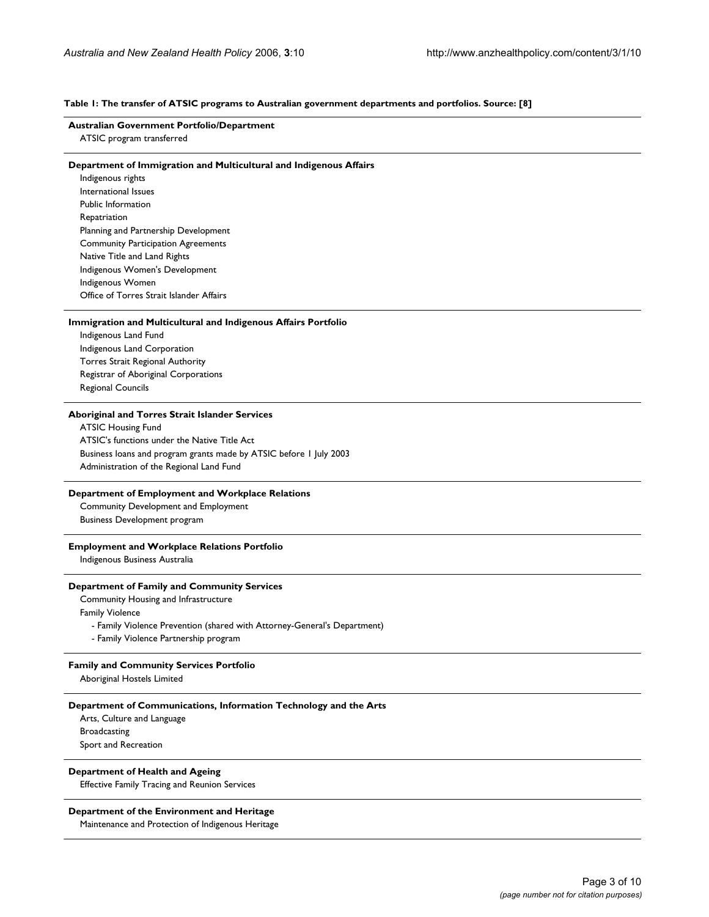**Table 1: The transfer of ATSIC programs to Australian government departments and portfolios. Source: [8]**

| Australian Government Portfolio/Department<br>ATSIC program transferred |
| --- |
| **Department of Immigration and Multicultural and Indigenous Affairs** |
| Indigenous rights |
| International Issues |
| Public Information |
| Repatriation |
| Planning and Partnership Development |
| Community Participation Agreements |
| Native Title and Land Rights |
| Indigenous Women's Development |
| Indigenous Women |
| Office of Torres Strait Islander Affairs |
| **Immigration and Multicultural and Indigenous Affairs Portfolio** |
| Indigenous Land Fund |
| Indigenous Land Corporation |
| Torres Strait Regional Authority |
| Registrar of Aboriginal Corporations |
| Regional Councils |
| **Aboriginal and Torres Strait Islander Services** |
| ATSIC Housing Fund |
| ATSIC's functions under the Native Title Act |
| Business loans and program grants made by ATSIC before 1 July 2003 |
| Administration of the Regional Land Fund |
| **Department of Employment and Workplace Relations** |
| Community Development and Employment |
| Business Development program |
| **Employment and Workplace Relations Portfolio** |
| Indigenous Business Australia |
| **Department of Family and Community Services** |
| Community Housing and Infrastructure |
| Family Violence |
| - Family Violence Prevention (shared with Attorney-General's Department) |
| - Family Violence Partnership program |
| **Family and Community Services Portfolio** |
| Aboriginal Hostels Limited |
| **Department of Communications, Information Technology and the Arts** |
| Arts, Culture and Language |
| Broadcasting |
| Sport and Recreation |
| **Department of Health and Ageing** |
| Effective Family Tracing and Reunion Services |
| **Department of the Environment and Heritage** |
| Maintenance and Protection of Indigenous Heritage |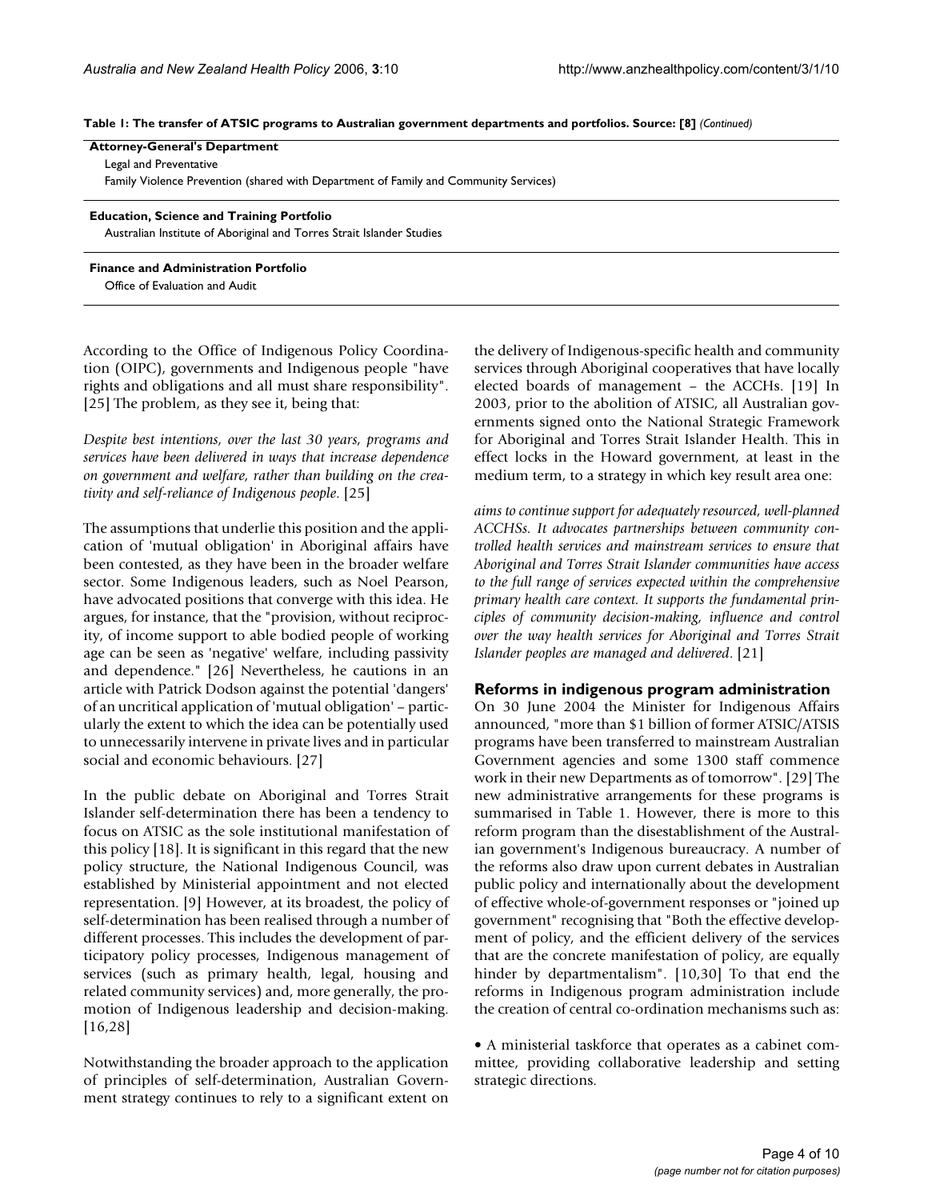**Table 1: The transfer of ATSIC programs to Australian government departments and portfolios. Source: [8]** *(Continued)*

| **Attorney-General's Department** |
|---|
| Legal and Preventative |
| Family Violence Prevention (shared with Department of Family and Community Services) |
| **Education, Science and Training Portfolio** |
| Australian Institute of Aboriginal and Torres Strait Islander Studies |
| **Finance and Administration Portfolio** |
| Office of Evaluation and Audit |

According to the Office of Indigenous Policy Coordination (OIPC), governments and Indigenous people "have rights and obligations and all must share responsibility". [25] The problem, as they see it, being that:

*Despite best intentions, over the last 30 years, programs and services have been delivered in ways that increase dependence on government and welfare, rather than building on the creativity and self-reliance of Indigenous people.* [25]

The assumptions that underlie this position and the application of 'mutual obligation' in Aboriginal affairs have been contested, as they have been in the broader welfare sector. Some Indigenous leaders, such as Noel Pearson, have advocated positions that converge with this idea. He argues, for instance, that the "provision, without reciprocity, of income support to able bodied people of working age can be seen as 'negative' welfare, including passivity and dependence." [26] Nevertheless, he cautions in an article with Patrick Dodson against the potential 'dangers' of an uncritical application of 'mutual obligation' – particularly the extent to which the idea can be potentially used to unnecessarily intervene in private lives and in particular social and economic behaviours. [27]

In the public debate on Aboriginal and Torres Strait Islander self-determination there has been a tendency to focus on ATSIC as the sole institutional manifestation of this policy [18]. It is significant in this regard that the new policy structure, the National Indigenous Council, was established by Ministerial appointment and not elected representation. [9] However, at its broadest, the policy of self-determination has been realised through a number of different processes. This includes the development of participatory policy processes, Indigenous management of services (such as primary health, legal, housing and related community services) and, more generally, the promotion of Indigenous leadership and decision-making. [16,28]

Notwithstanding the broader approach to the application of principles of self-determination, Australian Government strategy continues to rely to a significant extent on the delivery of Indigenous-specific health and community services through Aboriginal cooperatives that have locally elected boards of management – the ACCHs. [19] In 2003, prior to the abolition of ATSIC, all Australian governments signed onto the National Strategic Framework for Aboriginal and Torres Strait Islander Health. This in effect locks in the Howard government, at least in the medium term, to a strategy in which key result area one:

*aims to continue support for adequately resourced, well-planned ACCHSs. It advocates partnerships between community controlled health services and mainstream services to ensure that Aboriginal and Torres Strait Islander communities have access to the full range of services expected within the comprehensive primary health care context. It supports the fundamental principles of community decision-making, influence and control over the way health services for Aboriginal and Torres Strait Islander peoples are managed and delivered*. [21]

## Reforms in indigenous program administration

On 30 June 2004 the Minister for Indigenous Affairs announced, "more than $1 billion of former ATSIC/ATSIS programs have been transferred to mainstream Australian Government agencies and some 1300 staff commence work in their new Departments as of tomorrow". [29] The new administrative arrangements for these programs is summarised in Table 1. However, there is more to this reform program than the disestablishment of the Australian government's Indigenous bureaucracy. A number of the reforms also draw upon current debates in Australian public policy and internationally about the development of effective whole-of-government responses or "joined up government" recognising that "Both the effective development of policy, and the efficient delivery of the services that are the concrete manifestation of policy, are equally hinder by departmentalism". [10,30] To that end the reforms in Indigenous program administration include the creation of central co-ordination mechanisms such as:

- A ministerial taskforce that operates as a cabinet committee, providing collaborative leadership and setting strategic directions.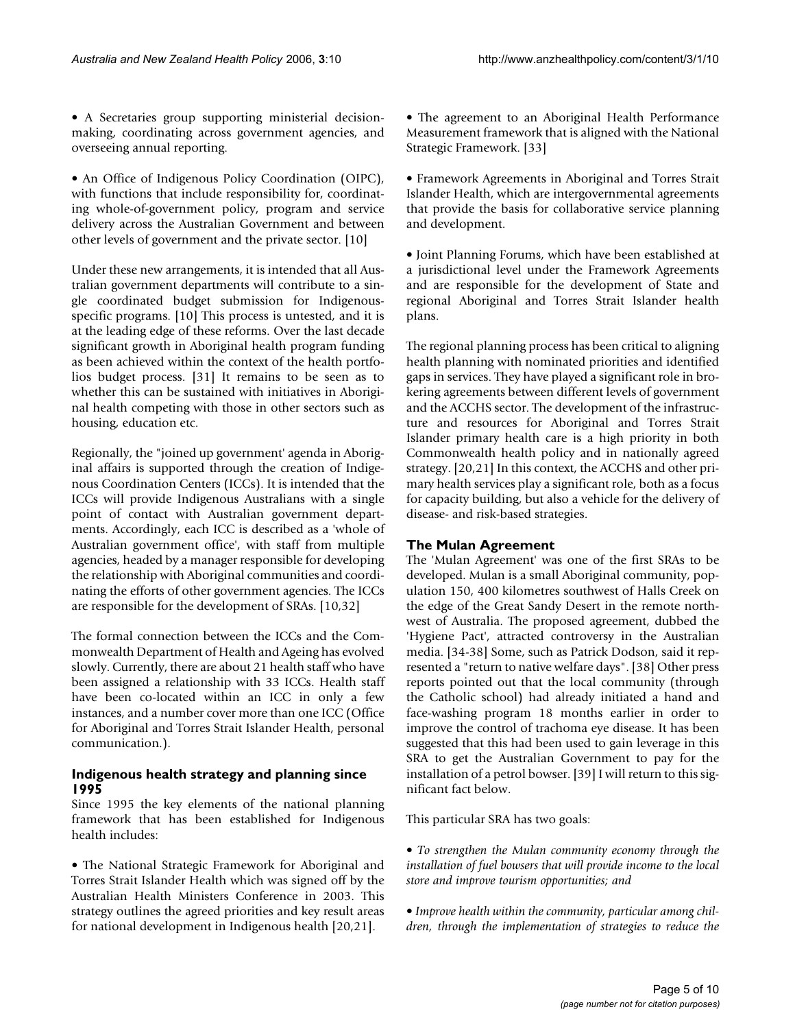• A Secretaries group supporting ministerial decision-making, coordinating across government agencies, and overseeing annual reporting.

• An Office of Indigenous Policy Coordination (OIPC), with functions that include responsibility for, coordinating whole-of-government policy, program and service delivery across the Australian Government and between other levels of government and the private sector. [10]

Under these new arrangements, it is intended that all Australian government departments will contribute to a single coordinated budget submission for Indigenous-specific programs. [10] This process is untested, and it is at the leading edge of these reforms. Over the last decade significant growth in Aboriginal health program funding as been achieved within the context of the health portfolios budget process. [31] It remains to be seen as to whether this can be sustained with initiatives in Aboriginal health competing with those in other sectors such as housing, education etc.

Regionally, the "joined up government' agenda in Aboriginal affairs is supported through the creation of Indigenous Coordination Centers (ICCs). It is intended that the ICCs will provide Indigenous Australians with a single point of contact with Australian government departments. Accordingly, each ICC is described as a 'whole of Australian government office', with staff from multiple agencies, headed by a manager responsible for developing the relationship with Aboriginal communities and coordinating the efforts of other government agencies. The ICCs are responsible for the development of SRAs. [10,32]

The formal connection between the ICCs and the Commonwealth Department of Health and Ageing has evolved slowly. Currently, there are about 21 health staff who have been assigned a relationship with 33 ICCs. Health staff have been co-located within an ICC in only a few instances, and a number cover more than one ICC (Office for Aboriginal and Torres Strait Islander Health, personal communication.).

### Indigenous health strategy and planning since 1995

Since 1995 the key elements of the national planning framework that has been established for Indigenous health includes:

• The National Strategic Framework for Aboriginal and Torres Strait Islander Health which was signed off by the Australian Health Ministers Conference in 2003. This strategy outlines the agreed priorities and key result areas for national development in Indigenous health [20,21].

• The agreement to an Aboriginal Health Performance Measurement framework that is aligned with the National Strategic Framework. [33]

• Framework Agreements in Aboriginal and Torres Strait Islander Health, which are intergovernmental agreements that provide the basis for collaborative service planning and development.

• Joint Planning Forums, which have been established at a jurisdictional level under the Framework Agreements and are responsible for the development of State and regional Aboriginal and Torres Strait Islander health plans.

The regional planning process has been critical to aligning health planning with nominated priorities and identified gaps in services. They have played a significant role in brokering agreements between different levels of government and the ACCHS sector. The development of the infrastructure and resources for Aboriginal and Torres Strait Islander primary health care is a high priority in both Commonwealth health policy and in nationally agreed strategy. [20,21] In this context, the ACCHS and other primary health services play a significant role, both as a focus for capacity building, but also a vehicle for the delivery of disease- and risk-based strategies.

### The Mulan Agreement

The 'Mulan Agreement' was one of the first SRAs to be developed. Mulan is a small Aboriginal community, population 150, 400 kilometres southwest of Halls Creek on the edge of the Great Sandy Desert in the remote northwest of Australia. The proposed agreement, dubbed the 'Hygiene Pact', attracted controversy in the Australian media. [34-38] Some, such as Patrick Dodson, said it represented a "return to native welfare days". [38] Other press reports pointed out that the local community (through the Catholic school) had already initiated a hand and face-washing program 18 months earlier in order to improve the control of trachoma eye disease. It has been suggested that this had been used to gain leverage in this SRA to get the Australian Government to pay for the installation of a petrol bowser. [39] I will return to this significant fact below.

This particular SRA has two goals:

• *To strengthen the Mulan community economy through the installation of fuel bowsers that will provide income to the local store and improve tourism opportunities; and*

• *Improve health within the community, particular among children, through the implementation of strategies to reduce the*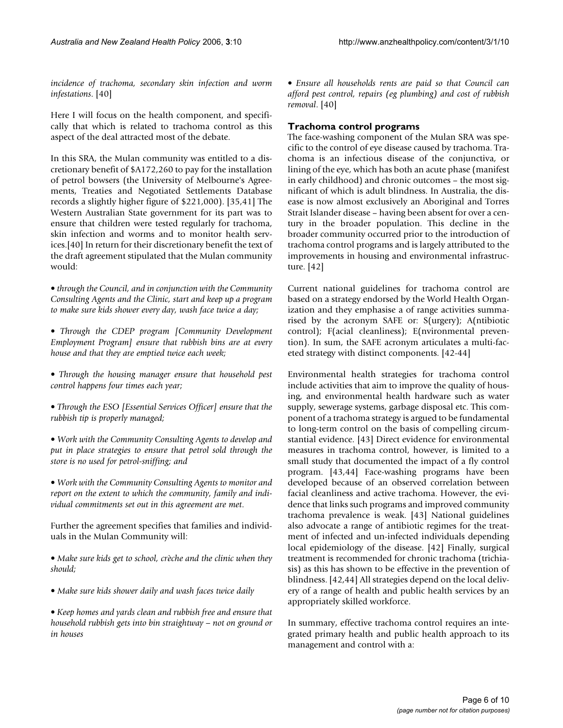*incidence of trachoma, secondary skin infection and worm infestations*. [40]

Here I will focus on the health component, and specifically that which is related to trachoma control as this aspect of the deal attracted most of the debate.

In this SRA, the Mulan community was entitled to a discretionary benefit of $A172,260 to pay for the installation of petrol bowsers (the University of Melbourne's Agreements, Treaties and Negotiated Settlements Database records a slightly higher figure of $221,000). [35,41] The Western Australian State government for its part was to ensure that children were tested regularly for trachoma, skin infection and worms and to monitor health services.[40] In return for their discretionary benefit the text of the draft agreement stipulated that the Mulan community would:

- *through the Council, and in conjunction with the Community Consulting Agents and the Clinic, start and keep up a program to make sure kids shower every day, wash face twice a day;*
- *Through the CDEP program [Community Development Employment Program] ensure that rubbish bins are at every house and that they are emptied twice each week;*
- *Through the housing manager ensure that household pest control happens four times each year;*
- *Through the ESO [Essential Services Officer] ensure that the rubbish tip is properly managed;*
- *Work with the Community Consulting Agents to develop and put in place strategies to ensure that petrol sold through the store is no used for petrol-sniffing; and*
- *Work with the Community Consulting Agents to monitor and report on the extent to which the community, family and individual commitments set out in this agreement are met*.

Further the agreement specifies that families and individuals in the Mulan Community will:

- *Make sure kids get to school, crèche and the clinic when they should;*
- *Make sure kids shower daily and wash faces twice daily*
- *Keep homes and yards clean and rubbish free and ensure that household rubbish gets into bin straightway – not on ground or in houses*
- *Ensure all households rents are paid so that Council can afford pest control, repairs (eg plumbing) and cost of rubbish removal*. [40]

## Trachoma control programs

The face-washing component of the Mulan SRA was specific to the control of eye disease caused by trachoma. Trachoma is an infectious disease of the conjunctiva, or lining of the eye, which has both an acute phase (manifest in early childhood) and chronic outcomes – the most significant of which is adult blindness. In Australia, the disease is now almost exclusively an Aboriginal and Torres Strait Islander disease – having been absent for over a century in the broader population. This decline in the broader community occurred prior to the introduction of trachoma control programs and is largely attributed to the improvements in housing and environmental infrastructure. [42]

Current national guidelines for trachoma control are based on a strategy endorsed by the World Health Organization and they emphasise a of range activities summarised by the acronym SAFE or: S(urgery); A(ntibiotic control); F(acial cleanliness); E(nvironmental prevention). In sum, the SAFE acronym articulates a multi-faceted strategy with distinct components. [42-44]

Environmental health strategies for trachoma control include activities that aim to improve the quality of housing, and environmental health hardware such as water supply, sewerage systems, garbage disposal etc. This component of a trachoma strategy is argued to be fundamental to long-term control on the basis of compelling circumstantial evidence. [43] Direct evidence for environmental measures in trachoma control, however, is limited to a small study that documented the impact of a fly control program. [43,44] Face-washing programs have been developed because of an observed correlation between facial cleanliness and active trachoma. However, the evidence that links such programs and improved community trachoma prevalence is weak. [43] National guidelines also advocate a range of antibiotic regimes for the treatment of infected and un-infected individuals depending local epidemiology of the disease. [42] Finally, surgical treatment is recommended for chronic trachoma (trichiasis) as this has shown to be effective in the prevention of blindness. [42,44] All strategies depend on the local delivery of a range of health and public health services by an appropriately skilled workforce.

In summary, effective trachoma control requires an integrated primary health and public health approach to its management and control with a: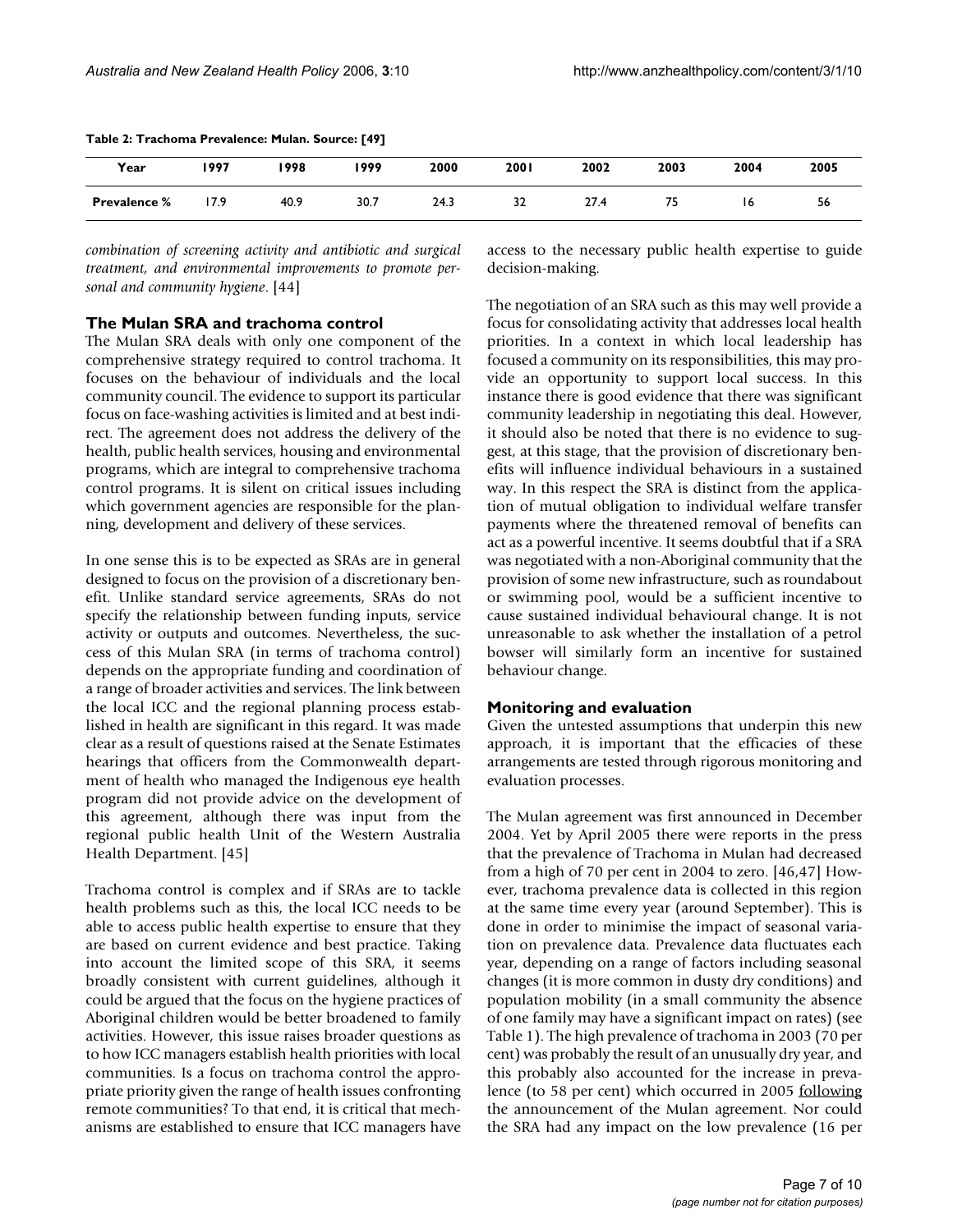**Table 2: Trachoma Prevalence: Mulan. Source: [49]**

| Year | 1997 | 1998 | 1999 | 2000 | 2001 | 2002 | 2003 | 2004 | 2005 |
|---|---|---|---|---|---|---|---|---|---|
| **Prevalence %** | 17.9 | 40.9 | 30.7 | 24.3 | 32 | 27.4 | 75 | 16 | 56 |

*combination of screening activity and antibiotic and surgical treatment, and environmental improvements to promote personal and community hygiene*. [44]

## The Mulan SRA and trachoma control

The Mulan SRA deals with only one component of the comprehensive strategy required to control trachoma. It focuses on the behaviour of individuals and the local community council. The evidence to support its particular focus on face-washing activities is limited and at best indirect. The agreement does not address the delivery of the health, public health services, housing and environmental programs, which are integral to comprehensive trachoma control programs. It is silent on critical issues including which government agencies are responsible for the planning, development and delivery of these services.

In one sense this is to be expected as SRAs are in general designed to focus on the provision of a discretionary benefit. Unlike standard service agreements, SRAs do not specify the relationship between funding inputs, service activity or outputs and outcomes. Nevertheless, the success of this Mulan SRA (in terms of trachoma control) depends on the appropriate funding and coordination of a range of broader activities and services. The link between the local ICC and the regional planning process established in health are significant in this regard. It was made clear as a result of questions raised at the Senate Estimates hearings that officers from the Commonwealth department of health who managed the Indigenous eye health program did not provide advice on the development of this agreement, although there was input from the regional public health Unit of the Western Australia Health Department. [45]

Trachoma control is complex and if SRAs are to tackle health problems such as this, the local ICC needs to be able to access public health expertise to ensure that they are based on current evidence and best practice. Taking into account the limited scope of this SRA, it seems broadly consistent with current guidelines, although it could be argued that the focus on the hygiene practices of Aboriginal children would be better broadened to family activities. However, this issue raises broader questions as to how ICC managers establish health priorities with local communities. Is a focus on trachoma control the appropriate priority given the range of health issues confronting remote communities? To that end, it is critical that mechanisms are established to ensure that ICC managers have access to the necessary public health expertise to guide decision-making.

The negotiation of an SRA such as this may well provide a focus for consolidating activity that addresses local health priorities. In a context in which local leadership has focused a community on its responsibilities, this may provide an opportunity to support local success. In this instance there is good evidence that there was significant community leadership in negotiating this deal. However, it should also be noted that there is no evidence to suggest, at this stage, that the provision of discretionary benefits will influence individual behaviours in a sustained way. In this respect the SRA is distinct from the application of mutual obligation to individual welfare transfer payments where the threatened removal of benefits can act as a powerful incentive. It seems doubtful that if a SRA was negotiated with a non-Aboriginal community that the provision of some new infrastructure, such as roundabout or swimming pool, would be a sufficient incentive to cause sustained individual behavioural change. It is not unreasonable to ask whether the installation of a petrol bowser will similarly form an incentive for sustained behaviour change.

## Monitoring and evaluation

Given the untested assumptions that underpin this new approach, it is important that the efficacies of these arrangements are tested through rigorous monitoring and evaluation processes.

The Mulan agreement was first announced in December 2004. Yet by April 2005 there were reports in the press that the prevalence of Trachoma in Mulan had decreased from a high of 70 per cent in 2004 to zero. [46,47] However, trachoma prevalence data is collected in this region at the same time every year (around September). This is done in order to minimise the impact of seasonal variation on prevalence data. Prevalence data fluctuates each year, depending on a range of factors including seasonal changes (it is more common in dusty dry conditions) and population mobility (in a small community the absence of one family may have a significant impact on rates) (see Table 1). The high prevalence of trachoma in 2003 (70 per cent) was probably the result of an unusually dry year, and this probably also accounted for the increase in prevalence (to 58 per cent) which occurred in 2005 following the announcement of the Mulan agreement. Nor could the SRA had any impact on the low prevalence (16 per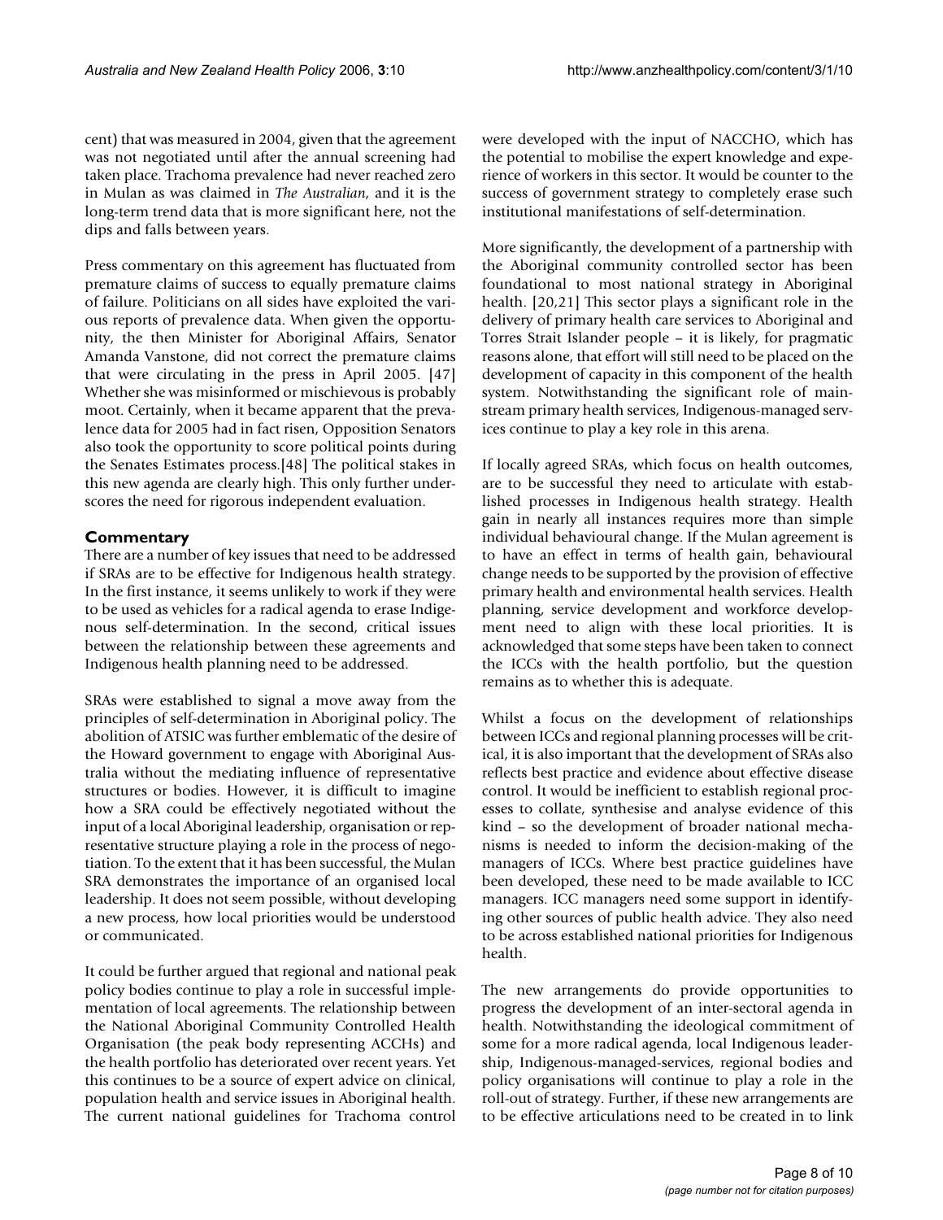cent) that was measured in 2004, given that the agreement was not negotiated until after the annual screening had taken place. Trachoma prevalence had never reached zero in Mulan as was claimed in *The Australian*, and it is the long-term trend data that is more significant here, not the dips and falls between years.

Press commentary on this agreement has fluctuated from premature claims of success to equally premature claims of failure. Politicians on all sides have exploited the various reports of prevalence data. When given the opportunity, the then Minister for Aboriginal Affairs, Senator Amanda Vanstone, did not correct the premature claims that were circulating in the press in April 2005. [47] Whether she was misinformed or mischievous is probably moot. Certainly, when it became apparent that the prevalence data for 2005 had in fact risen, Opposition Senators also took the opportunity to score political points during the Senates Estimates process.[48] The political stakes in this new agenda are clearly high. This only further underscores the need for rigorous independent evaluation.

## Commentary

There are a number of key issues that need to be addressed if SRAs are to be effective for Indigenous health strategy. In the first instance, it seems unlikely to work if they were to be used as vehicles for a radical agenda to erase Indigenous self-determination. In the second, critical issues between the relationship between these agreements and Indigenous health planning need to be addressed.

SRAs were established to signal a move away from the principles of self-determination in Aboriginal policy. The abolition of ATSIC was further emblematic of the desire of the Howard government to engage with Aboriginal Australia without the mediating influence of representative structures or bodies. However, it is difficult to imagine how a SRA could be effectively negotiated without the input of a local Aboriginal leadership, organisation or representative structure playing a role in the process of negotiation. To the extent that it has been successful, the Mulan SRA demonstrates the importance of an organised local leadership. It does not seem possible, without developing a new process, how local priorities would be understood or communicated.

It could be further argued that regional and national peak policy bodies continue to play a role in successful implementation of local agreements. The relationship between the National Aboriginal Community Controlled Health Organisation (the peak body representing ACCHs) and the health portfolio has deteriorated over recent years. Yet this continues to be a source of expert advice on clinical, population health and service issues in Aboriginal health. The current national guidelines for Trachoma control were developed with the input of NACCHO, which has the potential to mobilise the expert knowledge and experience of workers in this sector. It would be counter to the success of government strategy to completely erase such institutional manifestations of self-determination.

More significantly, the development of a partnership with the Aboriginal community controlled sector has been foundational to most national strategy in Aboriginal health. [20,21] This sector plays a significant role in the delivery of primary health care services to Aboriginal and Torres Strait Islander people – it is likely, for pragmatic reasons alone, that effort will still need to be placed on the development of capacity in this component of the health system. Notwithstanding the significant role of mainstream primary health services, Indigenous-managed services continue to play a key role in this arena.

If locally agreed SRAs, which focus on health outcomes, are to be successful they need to articulate with established processes in Indigenous health strategy. Health gain in nearly all instances requires more than simple individual behavioural change. If the Mulan agreement is to have an effect in terms of health gain, behavioural change needs to be supported by the provision of effective primary health and environmental health services. Health planning, service development and workforce development need to align with these local priorities. It is acknowledged that some steps have been taken to connect the ICCs with the health portfolio, but the question remains as to whether this is adequate.

Whilst a focus on the development of relationships between ICCs and regional planning processes will be critical, it is also important that the development of SRAs also reflects best practice and evidence about effective disease control. It would be inefficient to establish regional processes to collate, synthesise and analyse evidence of this kind – so the development of broader national mechanisms is needed to inform the decision-making of the managers of ICCs. Where best practice guidelines have been developed, these need to be made available to ICC managers. ICC managers need some support in identifying other sources of public health advice. They also need to be across established national priorities for Indigenous health.

The new arrangements do provide opportunities to progress the development of an inter-sectoral agenda in health. Notwithstanding the ideological commitment of some for a more radical agenda, local Indigenous leadership, Indigenous-managed-services, regional bodies and policy organisations will continue to play a role in the roll-out of strategy. Further, if these new arrangements are to be effective articulations need to be created in to link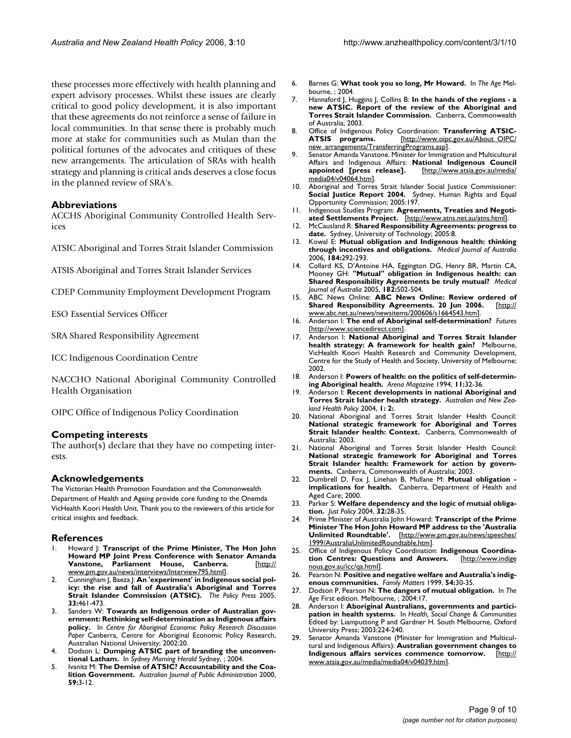these processes more effectively with health planning and expert advisory processes. Whilst these issues are clearly critical to good policy development, it is also important that these agreements do not reinforce a sense of failure in local communities. In that sense there is probably much more at stake for communities such as Mulan than the political fortunes of the advocates and critiques of these new arrangements. The articulation of SRAs with health strategy and planning is critical ands deserves a close focus in the planned review of SRA's.

## Abbreviations

ACCHS Aboriginal Community Controlled Health Services

ATSIC Aboriginal and Torres Strait Islander Commission

ATSIS Aboriginal and Torres Strait Islander Services

CDEP Community Employment Development Program

ESO Essential Services Officer

SRA Shared Responsibility Agreement

ICC Indigenous Coordination Centre

NACCHO National Aboriginal Community Controlled Health Organisation

OIPC Office of Indigenous Policy Coordination

## Competing interests

The author(s) declare that they have no competing interests.

## Acknowledgements

The Victorian Health Promotion Foundation and the Commonwealth Department of Health and Ageing provide core funding to the Onemda VicHealth Koori Health Unit. Thank you to the reviewers of this article for critical insights and feedback.

## References

1. Howard J: **Transcript of the Prime Minister, The Hon John Howard MP Joint Press Conference with Senator Amanda Vanstone, Parliament House, Canberra.** [http://www.pm.gov.au/news/interviews/Interview795.html].
2. Cunningham J, Baeza J: **An 'experiment' in Indigenous social policy: the rise and fall of Australia's Aboriginal and Torres Strait Islander Commission (ATSIC).** *The Policy Press* 2005, **33:**461-473.
3. Sanders W: **Towards an Indigenous order of Australian government: Rethinking self-determination as Indigenous affairs policy.** In *Centre for Aboriginal Economic Policy Research Discussion Paper* Canberra, Centre for Aboriginal Economic Policy Research, Australian National University; 2002:20.
4. Dodson L: **Dumping ATSIC part of branding the unconventional Latham.** In *Sydney Morning Herald* Sydney, ; 2004.
5. Ivanitz M: **The Demise of ATSIC? Accountability and the Coalition Government.** *Australian Journal of Public Administration* 2000, **59:**3-12.
6. Barnes G: **What took you so long, Mr Howard.** In *The Age* Melbourne, ; 2004.
7. Hannaford J, Huggins J, Collins B: **In the hands of the regions - a new ATSIC. Report of the review of the Aboriginal and Torres Strait Islander Commission.** Canberra, Commonwealth of Australia; 2003.
8. Office of Indigenous Policy Coordination: **Transferring ATSIC-ATSIS programs.** [http://www.oipc.gov.au/About_OIPC/new_arrangements/TransferringPrograms.asp].
9. Senator Amanda Vanstone. Minister for Immigration and Multicultural Affairs and Indigenous Affairs: **National Indigenous Council appointed [press release].** [http://www.atsia.gov.au/media/media04/v04064.htm].
10. Aboriginal and Torres Strait Islander Social Justice Commissioner: **Social Justice Report 2004.** Sydney, Human Rights and Equal Opportunity Commission; 2005:197.
11. Indigenous Studies Program: **Agreements, Treaties and Negotiated Settlements Project.** [http://www.atns.net.au/atns.html].
12. McCausland R: **Shared Responsibility Agreements: progress to date.** Sydney, University of Technology; 2005:8.
13. Kowal E: **Mutual obligation and Indigenous health: thinking through incentives and obligations.** *Medical Journal of Australia* 2006, **184:**292-293.
14. Collard KS, D'Antoine HA, Eggington DG, Henry BR, Martin CA, Mooney GH: **"Mutual" obligation in Indigenous health: can Shared Responsibility Agreements be truly mutual?** *Medical Journal of Australia* 2005, **182:**502-504.
15. ABC News Online: **ABC News Online: Review ordered of Shared Responsibility Agreements. 20 Jun 2006.** [http://www.abc.net.au/news/newsitems/200606/s1664543.htm].
16. Anderson I: **The end of Aboriginal self-determination?** *Futures* [http://www.sciencedirect.com].
17. Anderson I: **National Aboriginal and Torres Strait Islander health strategy: A framework for health gain?** Melbourne, VicHealth Koori Health Research and Community Development, Centre for the Study of Health and Society, University of Melbourne; 2002.
18. Anderson I: **Powers of health: on the politics of self-determining Aboriginal health.** *Arena Magazine* 1994, **11:**32-36.
19. Anderson I: **Recent developments in national Aboriginal and Torres Strait Islander health strategy.** *Australian and New Zealand Health Policy* 2004, **1: 2:**.
20. National Aboriginal and Torres Strait Islander Health Council: **National strategic framework for Aboriginal and Torres Strait Islander health: Context.** Canberra, Commonwealth of Australia; 2003.
21. National Aboriginal and Torres Strait Islander Health Council: **National strategic framework for Aboriginal and Torres Strait Islander health: Framework for action by governments.** Canberra, Commonwealth of Australia; 2003.
22. Dumbrell D, Fox J, Linehan B, Mullane M: **Mutual obligation - implications for health.** Canberra, Department of Health and Aged Care; 2000.
23. Parker S: **Welfare dependency and the logic of mutual obligation.** *Just Policy* 2004, **32:**28-35.
24. Prime Minister of Australia John Howard: **Transcript of the Prime Minister The Hon John Howard MP address to the 'Australia Unlimited Roundtable'.** [http://www.pm.gov.au/news/speeches/1999/AustraliaUnlimitedRoundtable.htm].
25. Office of Indigenous Policy Coordination: **Indigenous Coordination Centres: Questions and Answers.** [http://www.indigenous.gov.au/icc/qa.html].
26. Pearson N: **Positive and negative welfare and Australia's indigenous communities.** *Family Matters* 1999, **54:**30-35.
27. Dodson P, Pearson N: **The dangers of mutual obligation.** In *The Age* First edition. Melbourne, ; 2004:17.
28. Anderson I: **Aboriginal Australians, governments and participation in health systems.** In *Health, Social Change & Communities* Edited by: Liamputtong P and Gardner H. South Melbourne, Oxford University Press; 2003:224-240.
29. Senator Amanda Vanstone (Minister for Immigration and Multicultural and Indigenous Affairs): **Australian government changes to Indigenous affairs services commence tomorrow.** [http://www.atsia.gov.au/media/media04/v04039.htm].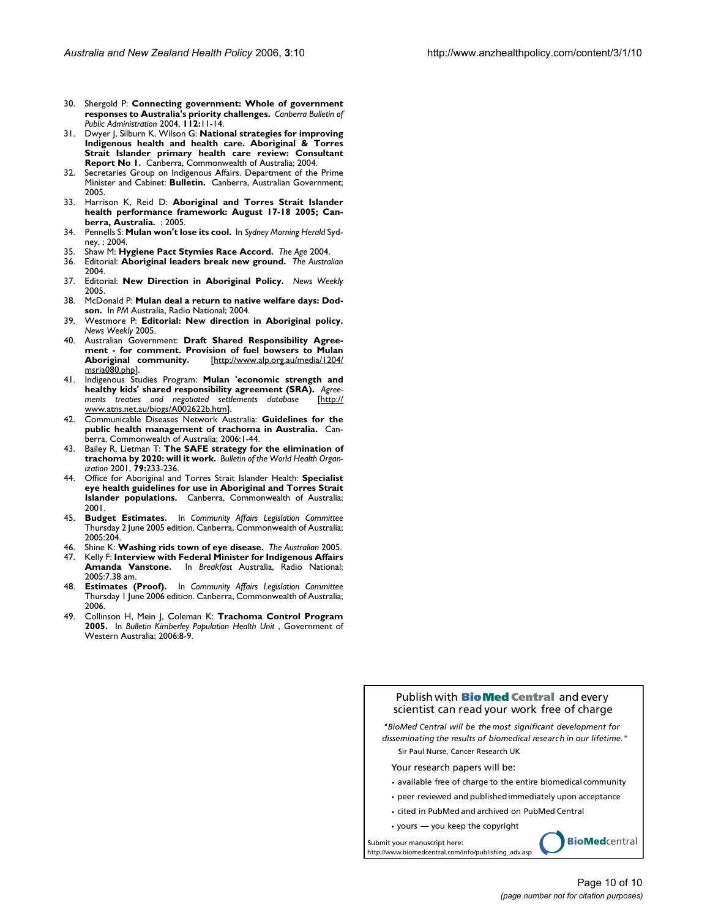30. Shergold P: **Connecting government: Whole of government responses to Australia's priority challenges.** *Canberra Bulletin of Public Administration* 2004, **112:**11-14.
31. Dwyer J, Silburn K, Wilson G: **National strategies for improving Indigenous health and health care. Aboriginal & Torres Strait Islander primary health care review: Consultant Report No 1.** Canberra, Commonwealth of Australia; 2004.
32. Secretaries Group on Indigenous Affairs. Department of the Prime Minister and Cabinet: **Bulletin.** Canberra, Australian Government; 2005.
33. Harrison K, Reid D: **Aboriginal and Torres Strait Islander health performance framework: August 17-18 2005; Canberra, Australia.** ; 2005.
34. Pennells S: **Mulan won't lose its cool.** In *Sydney Morning Herald* Sydney, ; 2004.
35. Shaw M: **Hygiene Pact Stymies Race Accord.** *The Age* 2004.
36. Editorial: **Aboriginal leaders break new ground.** *The Australian* 2004.
37. Editorial: **New Direction in Aboriginal Policy.** *News Weekly* 2005.
38. McDonald P: **Mulan deal a return to native welfare days: Dodson.** In *PM* Australia, Radio National; 2004.
39. Westmore P: **Editorial: New direction in Aboriginal policy.** *News Weekly* 2005.
40. Australian Government: **Draft Shared Responsibility Agreement - for comment. Provision of fuel bowsers to Mulan Aboriginal community.** [http://www.alp.org.au/media/1204/msria080.php].
41. Indigenous Studies Program: **Mulan 'economic strength and healthy kids' shared responsibility agreement (SRA).** *Agreements treaties and negotiated settlements database* [http://www.atns.net.au/biogs/A002622b.htm].
42. Communicable Diseases Network Australia: **Guidelines for the public health management of trachoma in Australia.** Canberra, Commonwealth of Australia; 2006:1-44.
43. Bailey R, Lietman T: **The SAFE strategy for the elimination of trachoma by 2020: will it work.** *Bulletin of the World Health Organization* 2001, **79:**233-236.
44. Office for Aboriginal and Torres Strait Islander Health: **Specialist eye health guidelines for use in Aboriginal and Torres Strait Islander populations.** Canberra, Commonwealth of Australia; 2001.
45. **Budget Estimates.** In *Community Affairs Legislation Committee* Thursday 2 June 2005 edition. Canberra, Commonwealth of Australia; 2005:204.
46. Shine K: **Washing rids town of eye disease.** *The Australian* 2005.
47. Kelly F: **Interview with Federal Minister for Indigenous Affairs Amanda Vanstone.** In *Breakfast* Australia, Radio National; 2005:7.38 am.
48. **Estimates (Proof).** In *Community Affairs Legislation Committee* Thursday 1 June 2006 edition. Canberra, Commonwealth of Australia; 2006.
49. Collinson H, Mein J, Coleman K: **Trachoma Control Program 2005.** In *Bulletin Kimberley Population Health Unit* , Government of Western Australia; 2006:8-9.

Publish with **BioMed Central** and every scientist can read your work free of charge

*"BioMed Central will be the most significant development for disseminating the results of biomedical research in our lifetime."*

Sir Paul Nurse, Cancer Research UK

Your research papers will be:

- available free of charge to the entire biomedical community
- peer reviewed and published immediately upon acceptance
- cited in PubMed and archived on PubMed Central
- yours — you keep the copyright

Submit your manuscript here:
http://www.biomedcentral.com/info/publishing_adv.asp

**BioMed**central